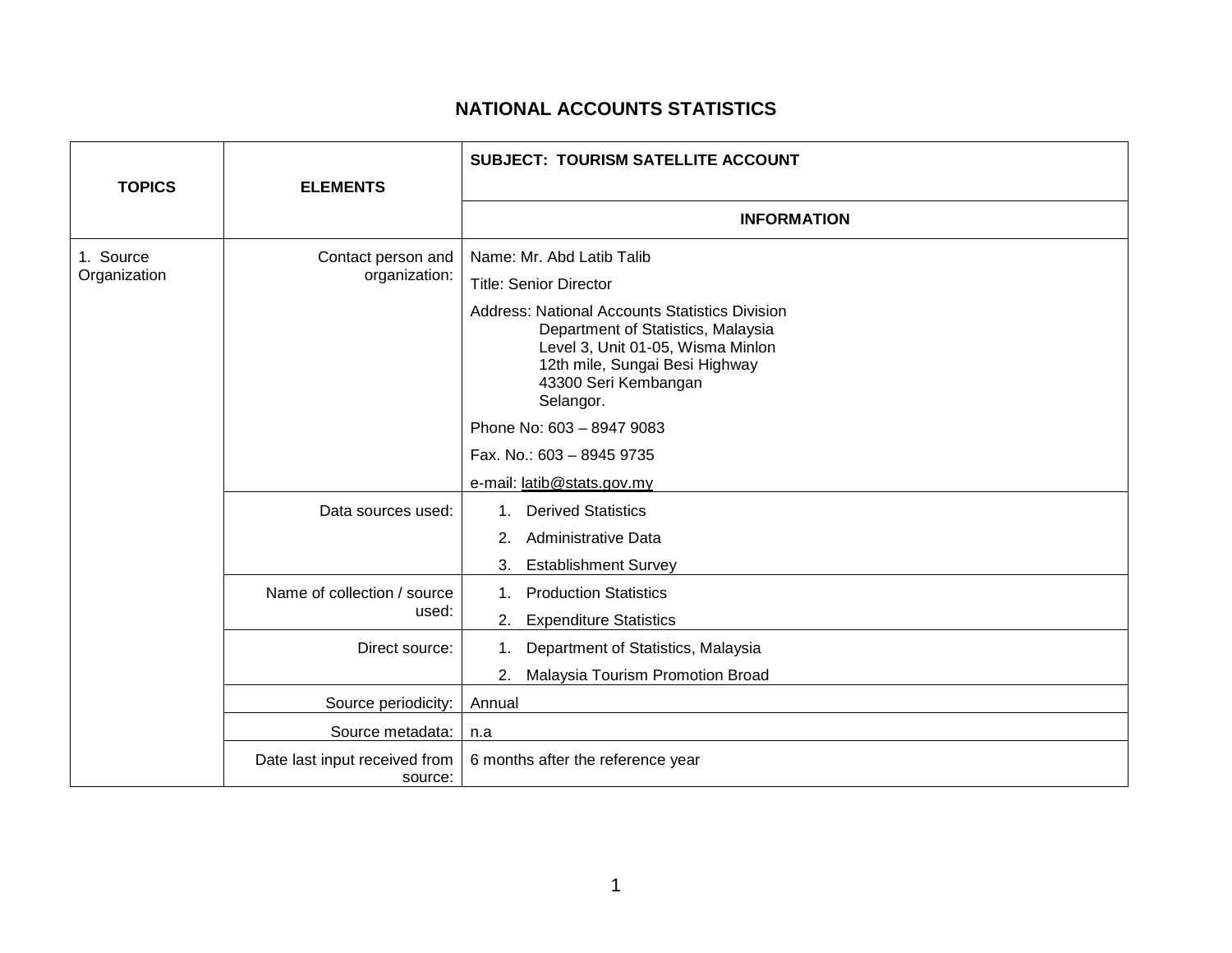# NATIONAL ACCOUNTS STATISTICS

| TOPICS | ELEMENTS | SUBJECT: TOURISM SATELLITE ACCOUNT |
|---|---|---|
| | | **INFORMATION** |
| 1. Source Organization | Contact person and organization: | Name: Mr. Abd Latib Talib<br>Title: Senior Director<br>Address: National Accounts Statistics Division<br>Department of Statistics, Malaysia<br>Level 3, Unit 01-05, Wisma Minlon<br>12th mile, Sungai Besi Highway<br>43300 Seri Kembangan<br>Selangor.<br>Phone No: 603 – 8947 9083<br>Fax. No.: 603 – 8945 9735<br>e-mail: latib@stats.gov.my |
| | Data sources used: | 1. Derived Statistics<br>2. Administrative Data<br>3. Establishment Survey |
| | Name of collection / source used: | 1. Production Statistics<br>2. Expenditure Statistics |
| | Direct source: | 1. Department of Statistics, Malaysia<br>2. Malaysia Tourism Promotion Broad |
| | Source periodicity: | Annual |
| | Source metadata: | n.a |
| | Date last input received from source: | 6 months after the reference year |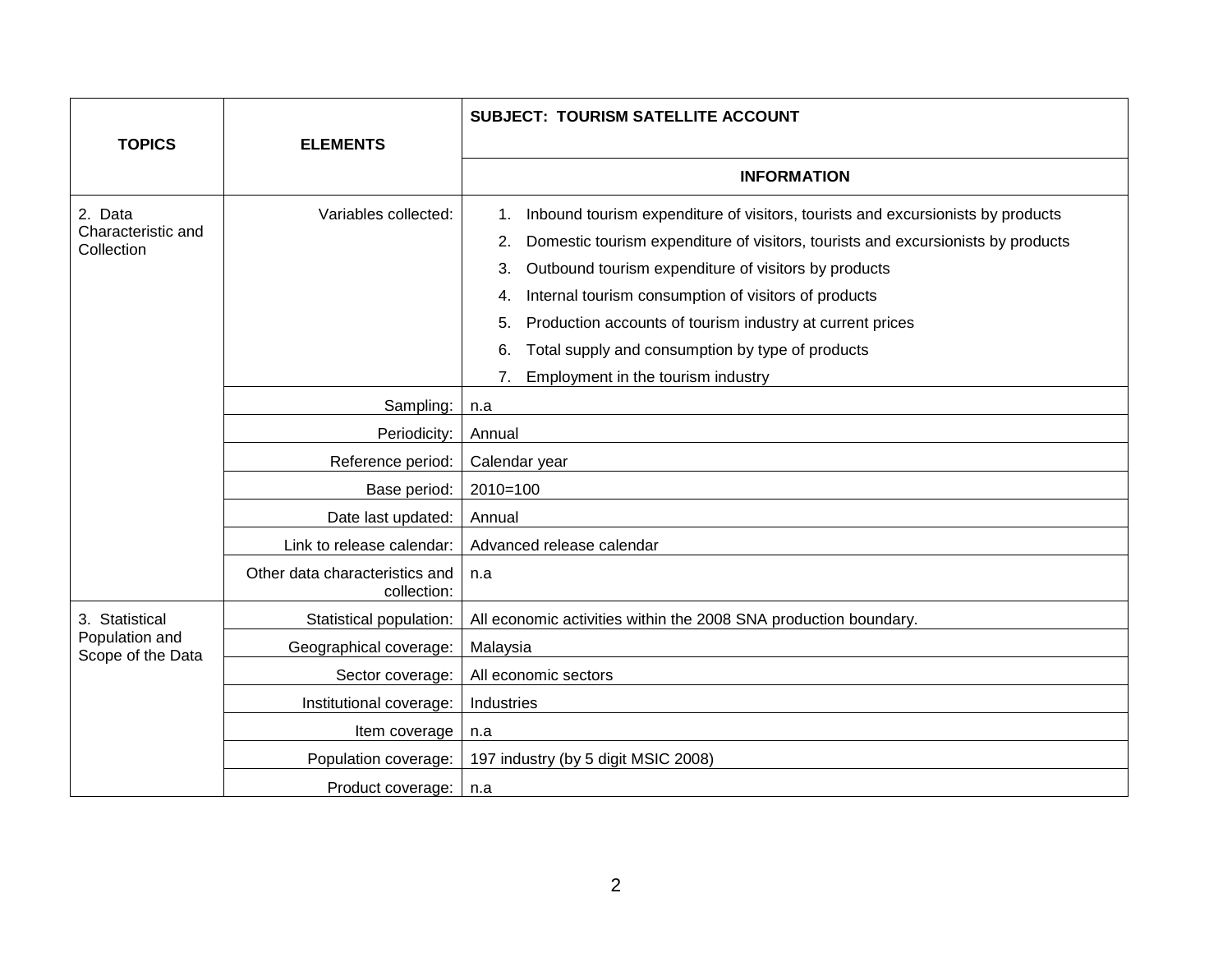| TOPICS | ELEMENTS | SUBJECT: TOURISM SATELLITE ACCOUNT |
|---|---|---|
| | | **INFORMATION** |
| 2. Data Characteristic and Collection | Variables collected: | 1. Inbound tourism expenditure of visitors, tourists and excursionists by products<br>2. Domestic tourism expenditure of visitors, tourists and excursionists by products<br>3. Outbound tourism expenditure of visitors by products<br>4. Internal tourism consumption of visitors of products<br>5. Production accounts of tourism industry at current prices<br>6. Total supply and consumption by type of products<br>7. Employment in the tourism industry |
| | Sampling: | n.a |
| | Periodicity: | Annual |
| | Reference period: | Calendar year |
| | Base period: | 2010=100 |
| | Date last updated: | Annual |
| | Link to release calendar: | Advanced release calendar |
| | Other data characteristics and collection: | n.a |
| 3. Statistical Population and Scope of the Data | Statistical population: | All economic activities within the 2008 SNA production boundary. |
| | Geographical coverage: | Malaysia |
| | Sector coverage: | All economic sectors |
| | Institutional coverage: | Industries |
| | Item coverage | n.a |
| | Population coverage: | 197 industry (by 5 digit MSIC 2008) |
| | Product coverage: | n.a |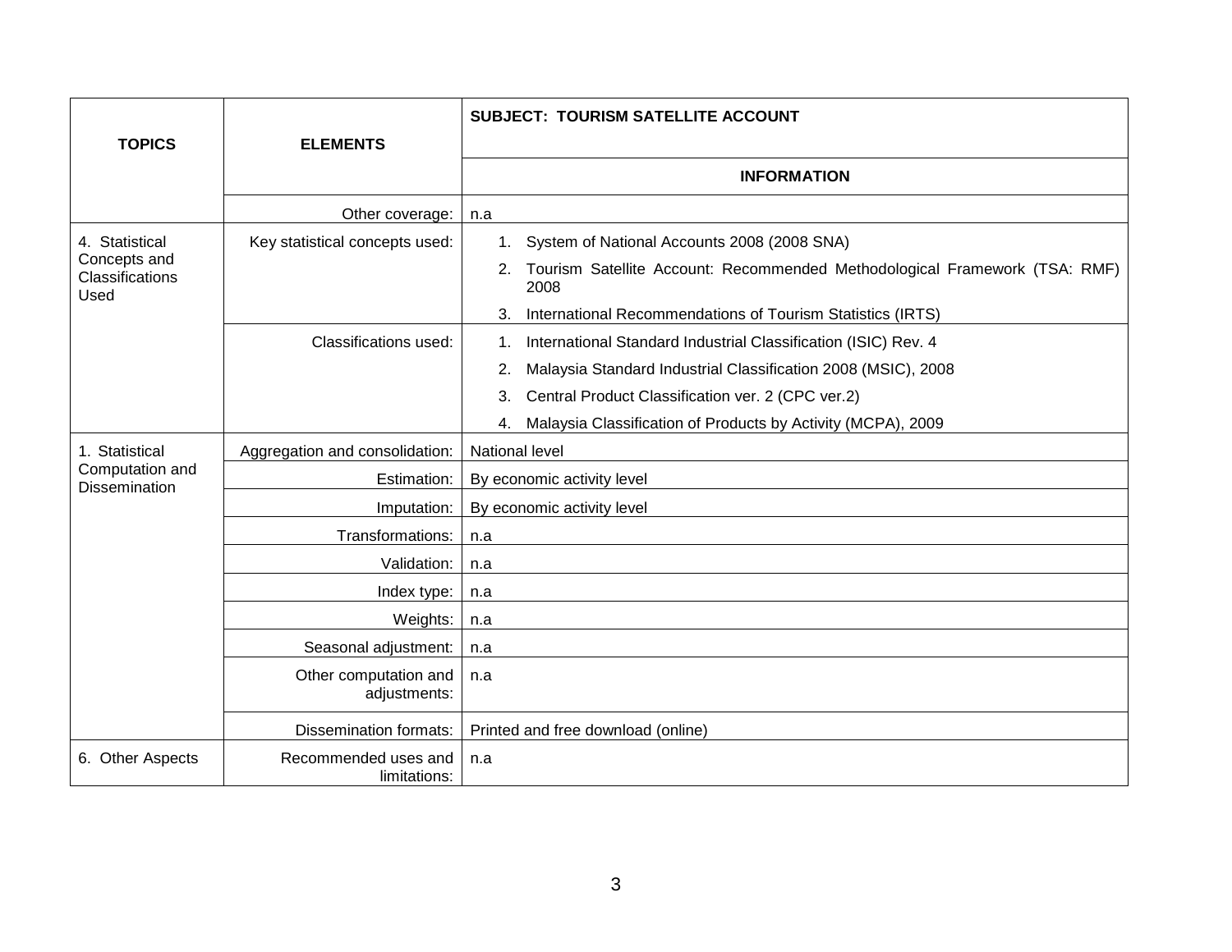| TOPICS | ELEMENTS | SUBJECT: TOURISM SATELLITE ACCOUNT |
|---|---|---|
| | | **INFORMATION** |
| | Other coverage: | n.a |
| 4. Statistical Concepts and Classifications Used | Key statistical concepts used: | 1. System of National Accounts 2008 (2008 SNA)<br>2. Tourism Satellite Account: Recommended Methodological Framework (TSA: RMF) 2008<br>3. International Recommendations of Tourism Statistics (IRTS) |
| | Classifications used: | 1. International Standard Industrial Classification (ISIC) Rev. 4<br>2. Malaysia Standard Industrial Classification 2008 (MSIC), 2008<br>3. Central Product Classification ver. 2 (CPC ver.2)<br>4. Malaysia Classification of Products by Activity (MCPA), 2009 |
| 1. Statistical Computation and Dissemination | Aggregation and consolidation: | National level |
| | Estimation: | By economic activity level |
| | Imputation: | By economic activity level |
| | Transformations: | n.a |
| | Validation: | n.a |
| | Index type: | n.a |
| | Weights: | n.a |
| | Seasonal adjustment: | n.a |
| | Other computation and adjustments: | n.a |
| | Dissemination formats: | Printed and free download (online) |
| 6. Other Aspects | Recommended uses and limitations: | n.a |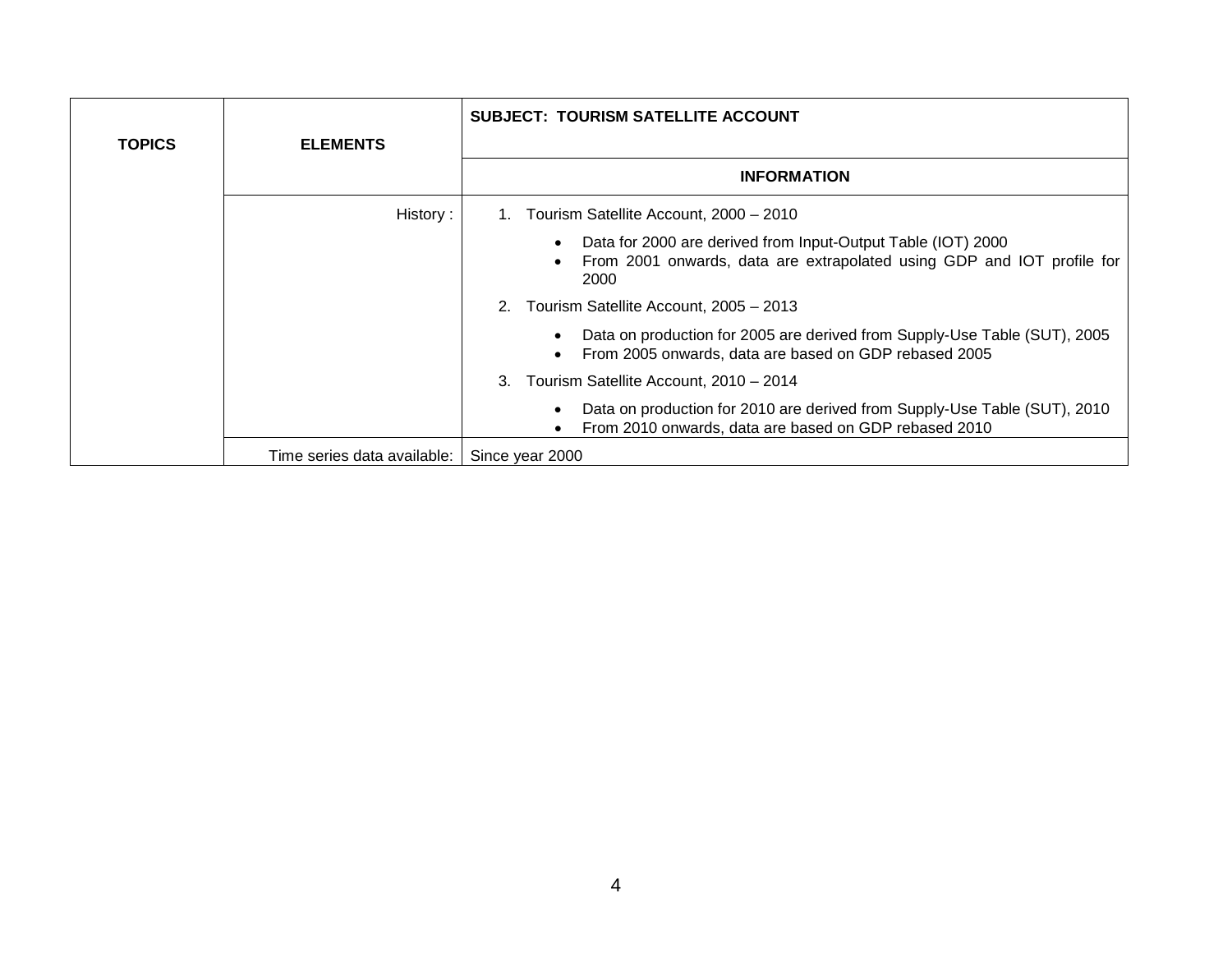| TOPICS | ELEMENTS | SUBJECT: TOURISM SATELLITE ACCOUNT |
|---|---|---|
| | | **INFORMATION** |
| | History : | 1. Tourism Satellite Account, 2000 – 2010<br>• Data for 2000 are derived from Input-Output Table (IOT) 2000<br>• From 2001 onwards, data are extrapolated using GDP and IOT profile for 2000<br>2. Tourism Satellite Account, 2005 – 2013<br>• Data on production for 2005 are derived from Supply-Use Table (SUT), 2005<br>• From 2005 onwards, data are based on GDP rebased 2005<br>3. Tourism Satellite Account, 2010 – 2014<br>• Data on production for 2010 are derived from Supply-Use Table (SUT), 2010<br>• From 2010 onwards, data are based on GDP rebased 2010 |
| | Time series data available: | Since year 2000 |